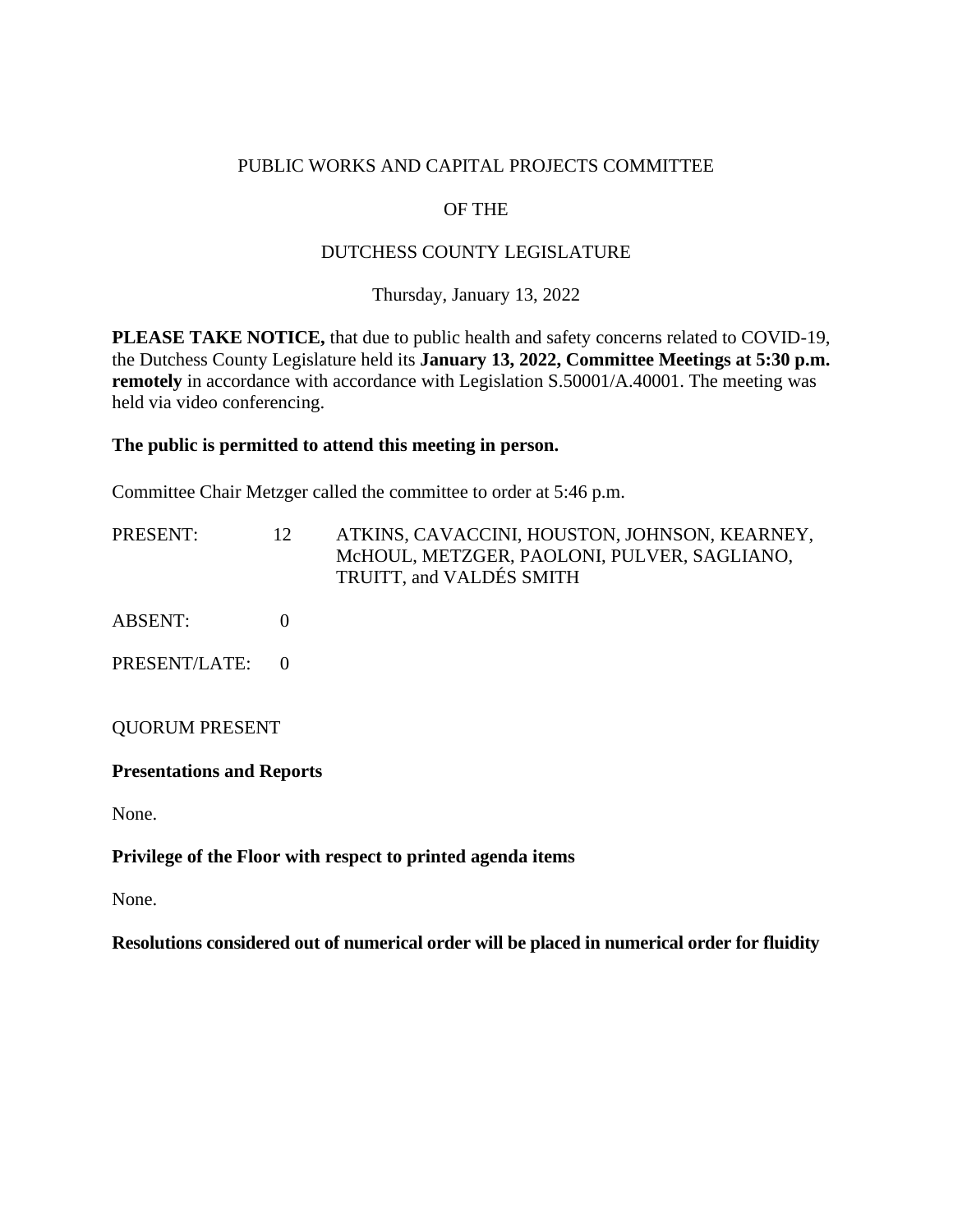PUBLIC WORKS AND CAPITAL PROJECTS COMMITTEE

OF THE

DUTCHESS COUNTY LEGISLATURE

Thursday, January 13, 2022

**PLEASE TAKE NOTICE,** that due to public health and safety concerns related to COVID-19, the Dutchess County Legislature held its **January 13, 2022, Committee Meetings at 5:30 p.m. remotely** in accordance with accordance with Legislation S.50001/A.40001. The meeting was held via video conferencing.

**The public is permitted to attend this meeting in person.**

Committee Chair Metzger called the committee to order at 5:46 p.m.

| | | |
|---|---|---|
| PRESENT: | 12 | ATKINS, CAVACCINI, HOUSTON, JOHNSON, KEARNEY, McHOUL, METZGER, PAOLONI, PULVER, SAGLIANO, TRUITT, and VALDÉS SMITH |
| ABSENT: | 0 | |
| PRESENT/LATE: | 0 | |

QUORUM PRESENT

**Presentations and Reports**

None.

**Privilege of the Floor with respect to printed agenda items**

None.

**Resolutions considered out of numerical order will be placed in numerical order for fluidity**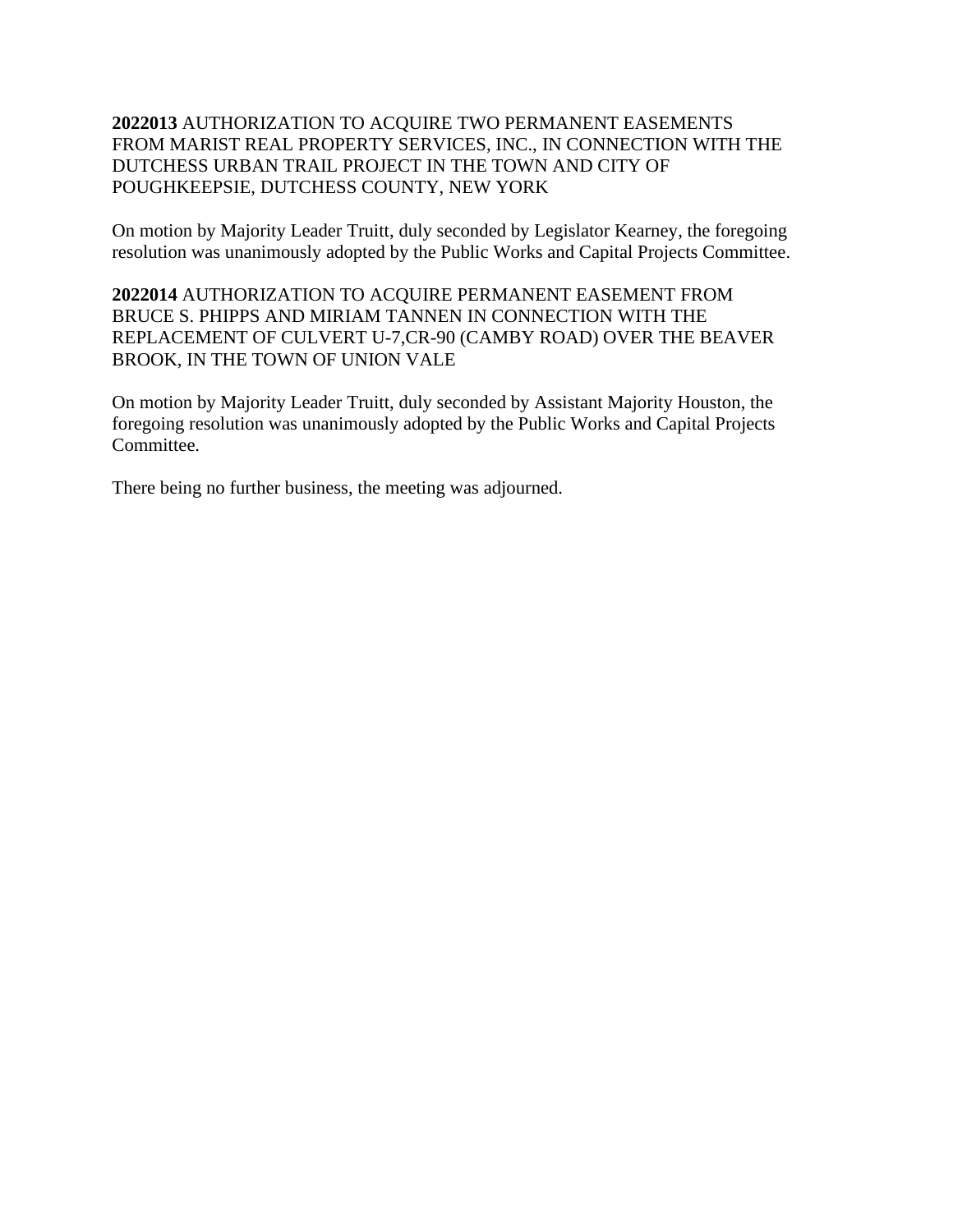**2022013** AUTHORIZATION TO ACQUIRE TWO PERMANENT EASEMENTS FROM MARIST REAL PROPERTY SERVICES, INC., IN CONNECTION WITH THE DUTCHESS URBAN TRAIL PROJECT IN THE TOWN AND CITY OF POUGHKEEPSIE, DUTCHESS COUNTY, NEW YORK

On motion by Majority Leader Truitt, duly seconded by Legislator Kearney, the foregoing resolution was unanimously adopted by the Public Works and Capital Projects Committee.

**2022014** AUTHORIZATION TO ACQUIRE PERMANENT EASEMENT FROM BRUCE S. PHIPPS AND MIRIAM TANNEN IN CONNECTION WITH THE REPLACEMENT OF CULVERT U-7,CR-90 (CAMBY ROAD) OVER THE BEAVER BROOK, IN THE TOWN OF UNION VALE

On motion by Majority Leader Truitt, duly seconded by Assistant Majority Houston, the foregoing resolution was unanimously adopted by the Public Works and Capital Projects Committee.

There being no further business, the meeting was adjourned.